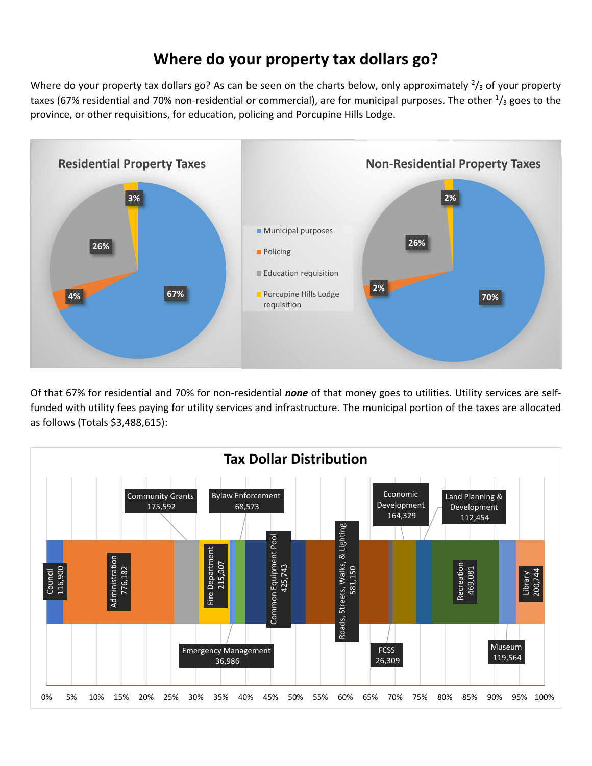# Where do your property tax dollars go?

Where do your property tax dollars go? As can be seen on the charts below, only approximately $^2/_3$ of your property taxes (67% residential and 70% non-residential or commercial), are for municipal purposes. The other $^1/_3$ goes to the province, or other requisitions, for education, policing and Porcupine Hills Lodge.

**Residential Property Taxes**

| Category | Share |
|---|---|
| Municipal purposes | 67% |
| Policing | 4% |
| Education requisition | 26% |
| Porcupine Hills Lodge requisition | 3% |

**Non-Residential Property Taxes**

| Category | Share |
|---|---|
| Municipal purposes | 70% |
| Policing | 2% |
| Education requisition | 26% |
| Porcupine Hills Lodge requisition | 2% |

Of that 67% for residential and 70% for non-residential ***none*** of that money goes to utilities. Utility services are self-funded with utility fees paying for utility services and infrastructure. The municipal portion of the taxes are allocated as follows (Totals $3,488,615):

**Tax Dollar Distribution**

| Category | Amount |
|---|---|
| Council | 116,900 |
| Administration | 776,182 |
| Community Grants | 175,592 |
| Fire Department | 215,007 |
| Emergency Management | 36,986 |
| Bylaw Enforcement | 68,573 |
| Common Equipment Pool | 425,743 |
| Roads, Streets, Walks, & Lighting | 581,150 |
| FCSS | 26,309 |
| Economic Development | 164,329 |
| Land Planning & Development | 112,454 |
| Recreation | 469,081 |
| Museum | 119,564 |
| Library | 200,744 |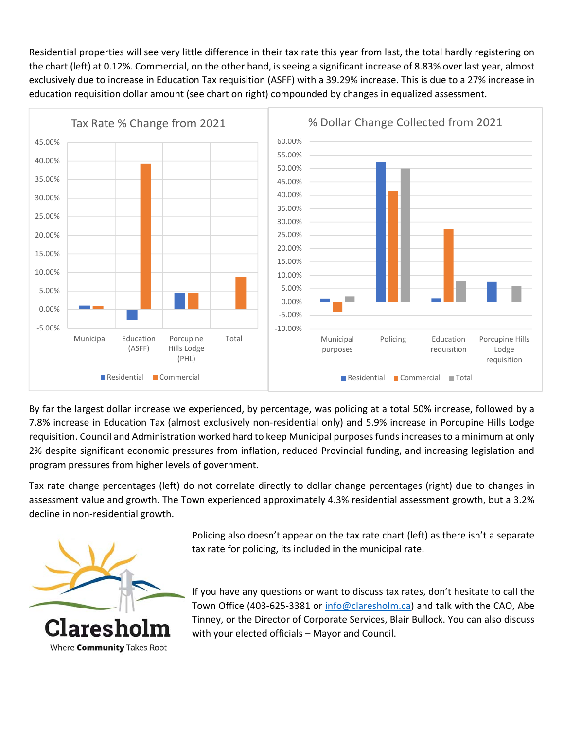Residential properties will see very little difference in their tax rate this year from last, the total hardly registering on the chart (left) at 0.12%. Commercial, on the other hand, is seeing a significant increase of 8.83% over last year, almost exclusively due to increase in Education Tax requisition (ASFF) with a 39.29% increase. This is due to a 27% increase in education requisition dollar amount (see chart on right) compounded by changes in equalized assessment.

Tax Rate % Change from 2021

45.00%
40.00%
35.00%
30.00%
25.00%
20.00%
15.00%
10.00%
5.00%
0.00%
-5.00%

Municipal
Education (ASFF)
Porcupine Hills Lodge (PHL)
Total

Residential
Commercial

% Dollar Change Collected from 2021

60.00%
55.00%
50.00%
45.00%
40.00%
35.00%
30.00%
25.00%
20.00%
15.00%
10.00%
5.00%
0.00%
-5.00%
-10.00%

Municipal purposes
Policing
Education requisition
Porcupine Hills Lodge requisition

Residential
Commercial
Total

By far the largest dollar increase we experienced, by percentage, was policing at a total 50% increase, followed by a 7.8% increase in Education Tax (almost exclusively non-residential only) and 5.9% increase in Porcupine Hills Lodge requisition. Council and Administration worked hard to keep Municipal purposes funds increases to a minimum at only 2% despite significant economic pressures from inflation, reduced Provincial funding, and increasing legislation and program pressures from higher levels of government.

Tax rate change percentages (left) do not correlate directly to dollar change percentages (right) due to changes in assessment value and growth. The Town experienced approximately 4.3% residential assessment growth, but a 3.2% decline in non-residential growth.

Claresholm
Where **Community** Takes Root

Policing also doesn't appear on the tax rate chart (left) as there isn't a separate tax rate for policing, its included in the municipal rate.

If you have any questions or want to discuss tax rates, don't hesitate to call the Town Office (403-625-3381 or info@claresholm.ca) and talk with the CAO, Abe Tinney, or the Director of Corporate Services, Blair Bullock. You can also discuss with your elected officials – Mayor and Council.